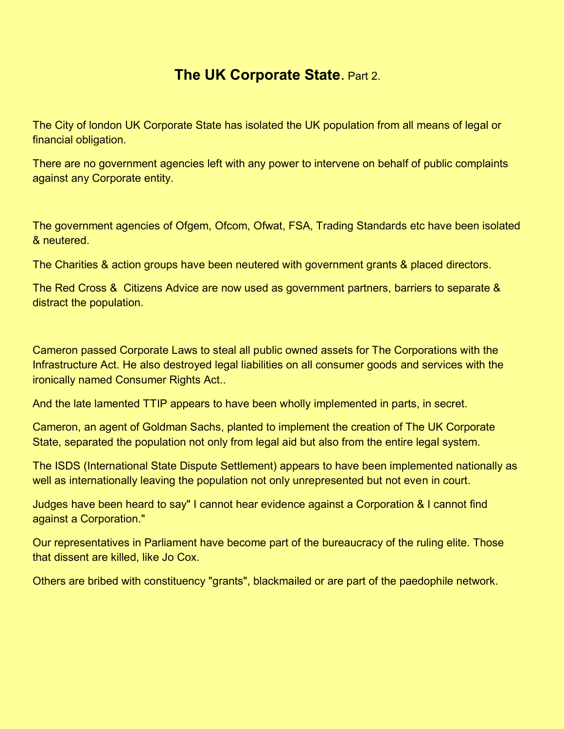# **The UK Corporate State**. Part 2.

The City of london UK Corporate State has isolated the UK population from all means of legal or financial obligation.

There are no government agencies left with any power to intervene on behalf of public complaints against any Corporate entity.

The government agencies of Ofgem, Ofcom, Ofwat, FSA, Trading Standards etc have been isolated & neutered.

The Charities & action groups have been neutered with government grants & placed directors.

The Red Cross & Citizens Advice are now used as government partners, barriers to separate & distract the population.

Cameron passed Corporate Laws to steal all public owned assets for The Corporations with the Infrastructure Act. He also destroyed legal liabilities on all consumer goods and services with the ironically named Consumer Rights Act..

And the late lamented TTIP appears to have been wholly implemented in parts, in secret.

Cameron, an agent of Goldman Sachs, planted to implement the creation of The UK Corporate State, separated the population not only from legal aid but also from the entire legal system.

The ISDS (International State Dispute Settlement) appears to have been implemented nationally as well as internationally leaving the population not only unrepresented but not even in court.

Judges have been heard to say" I cannot hear evidence against a Corporation & I cannot find against a Corporation."

Our representatives in Parliament have become part of the bureaucracy of the ruling elite. Those that dissent are killed, like Jo Cox.

Others are bribed with constituency "grants", blackmailed or are part of the paedophile network.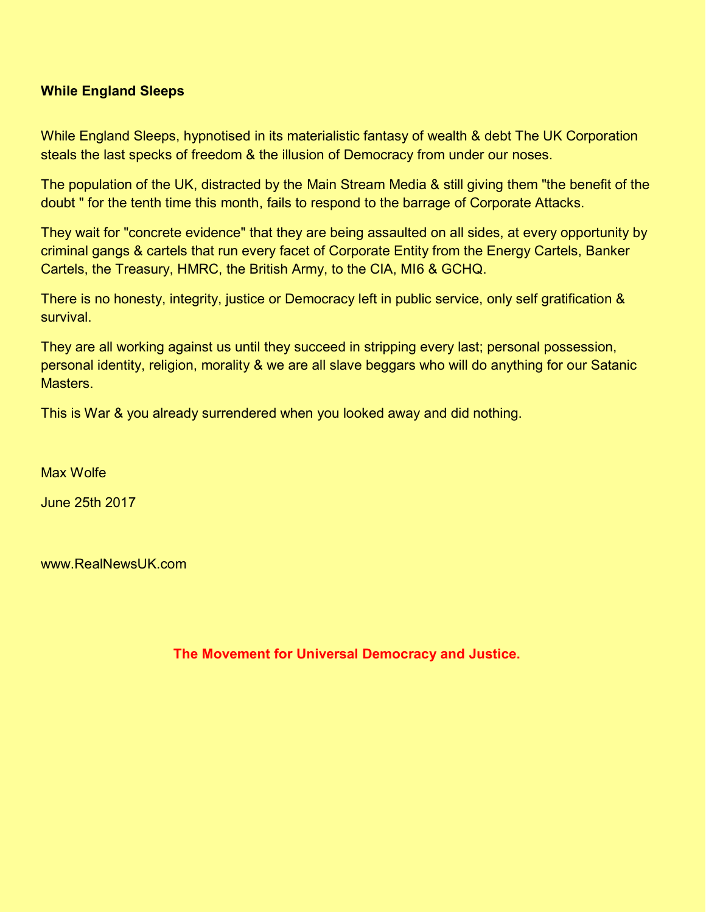**While England Sleeps**

While England Sleeps, hypnotised in its materialistic fantasy of wealth & debt The UK Corporation steals the last specks of freedom & the illusion of Democracy from under our noses.

The population of the UK, distracted by the Main Stream Media & still giving them "the benefit of the doubt " for the tenth time this month, fails to respond to the barrage of Corporate Attacks.

They wait for "concrete evidence" that they are being assaulted on all sides, at every opportunity by criminal gangs & cartels that run every facet of Corporate Entity from the Energy Cartels, Banker Cartels, the Treasury, HMRC, the British Army, to the CIA, MI6 & GCHQ.

There is no honesty, integrity, justice or Democracy left in public service, only self gratification & survival.

They are all working against us until they succeed in stripping every last; personal possession, personal identity, religion, morality & we are all slave beggars who will do anything for our Satanic Masters.

This is War & you already surrendered when you looked away and did nothing.

Max Wolfe

June 25th 2017

www.RealNewsUK.com

**The Movement for Universal Democracy and Justice.**